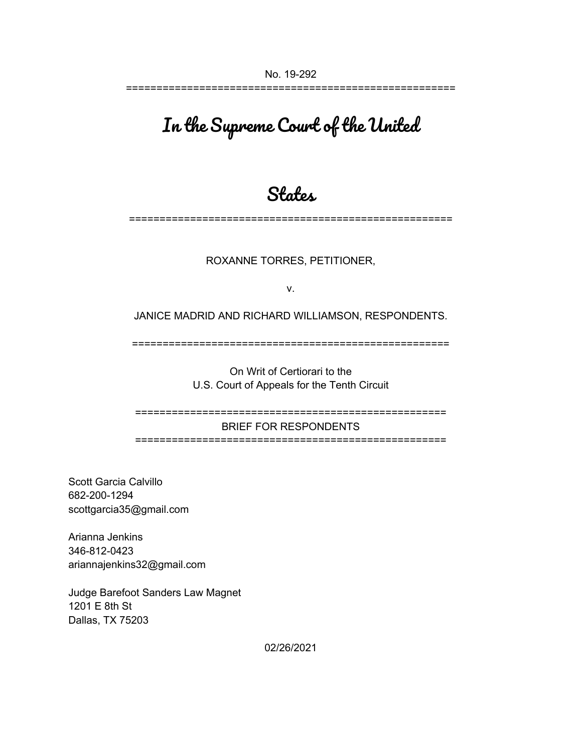No. 19-292

=====================================================

# In the Supreme Court of the United States

=====================================================

ROXANNE TORRES, PETITIONER,

v.

JANICE MADRID AND RICHARD WILLIAMSON, RESPONDENTS.

=====================================================

On Writ of Certiorari to the
U.S. Court of Appeals for the Tenth Circuit

=====================================================

BRIEF FOR RESPONDENTS

=====================================================

Scott Garcia Calvillo
682-200-1294
scottgarcia35@gmail.com

Arianna Jenkins
346-812-0423
ariannajenkins32@gmail.com

Judge Barefoot Sanders Law Magnet
1201 E 8th St
Dallas, TX 75203

02/26/2021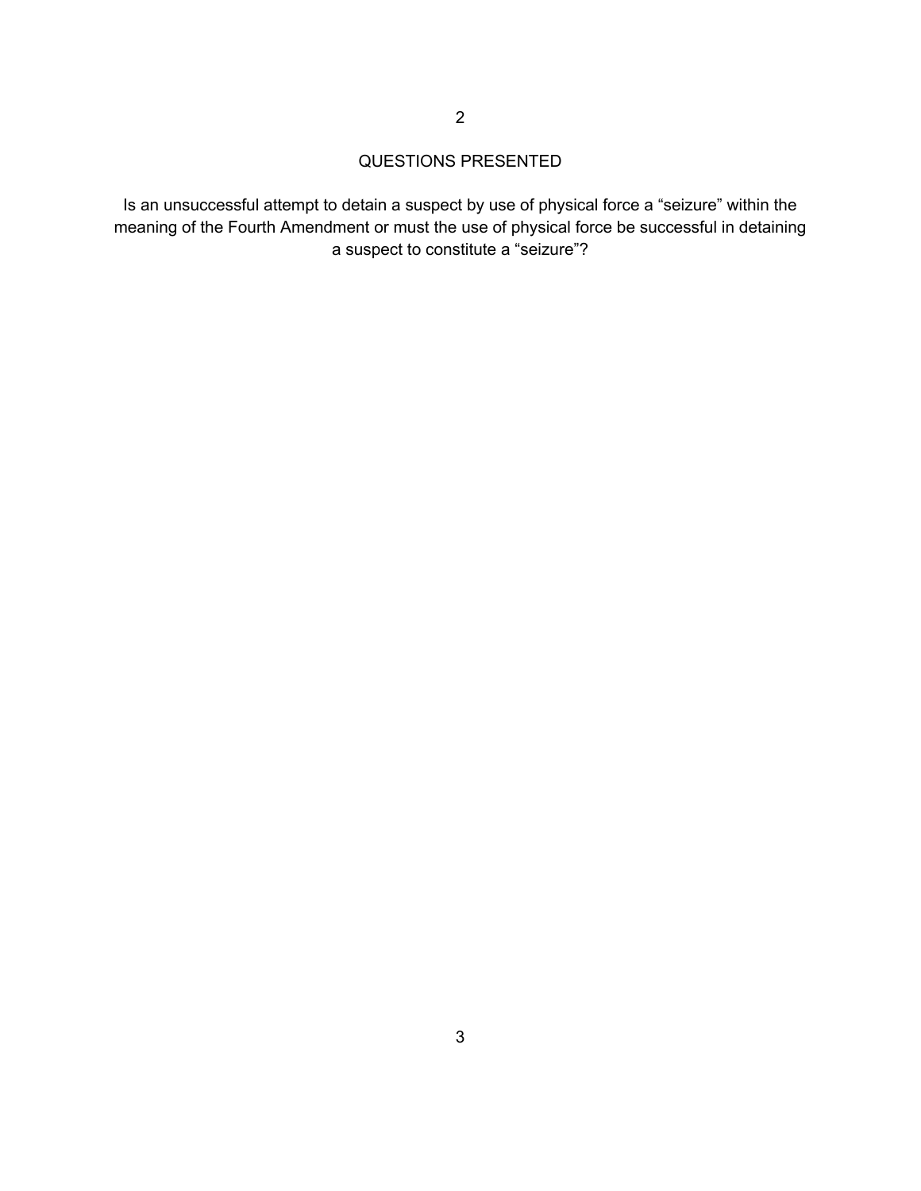## QUESTIONS PRESENTED

Is an unsuccessful attempt to detain a suspect by use of physical force a "seizure" within the meaning of the Fourth Amendment or must the use of physical force be successful in detaining a suspect to constitute a "seizure"?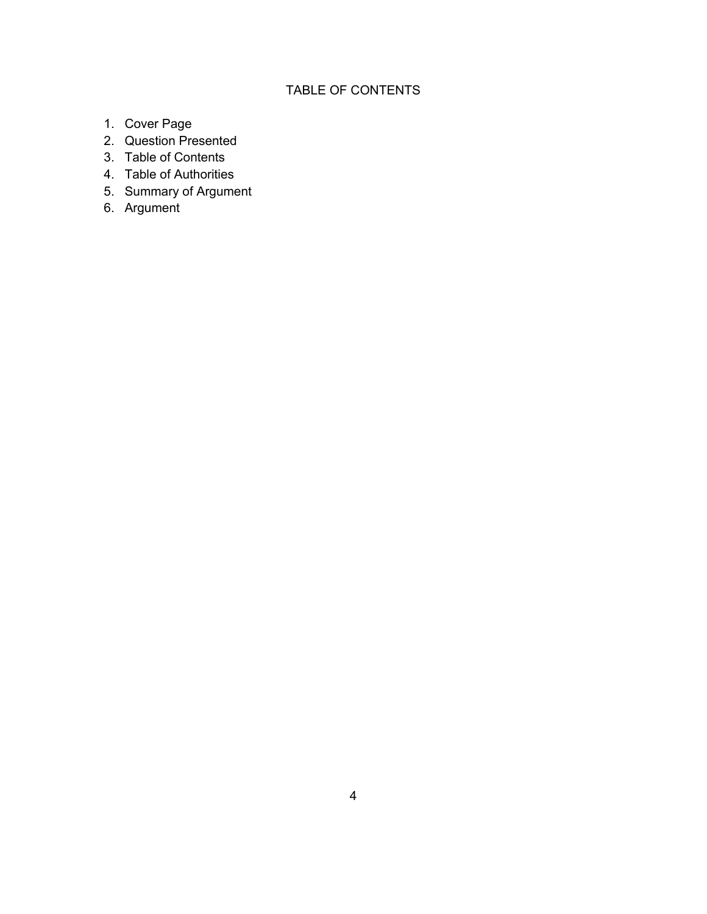# TABLE OF CONTENTS

1. Cover Page
2. Question Presented
3. Table of Contents
4. Table of Authorities
5. Summary of Argument
6. Argument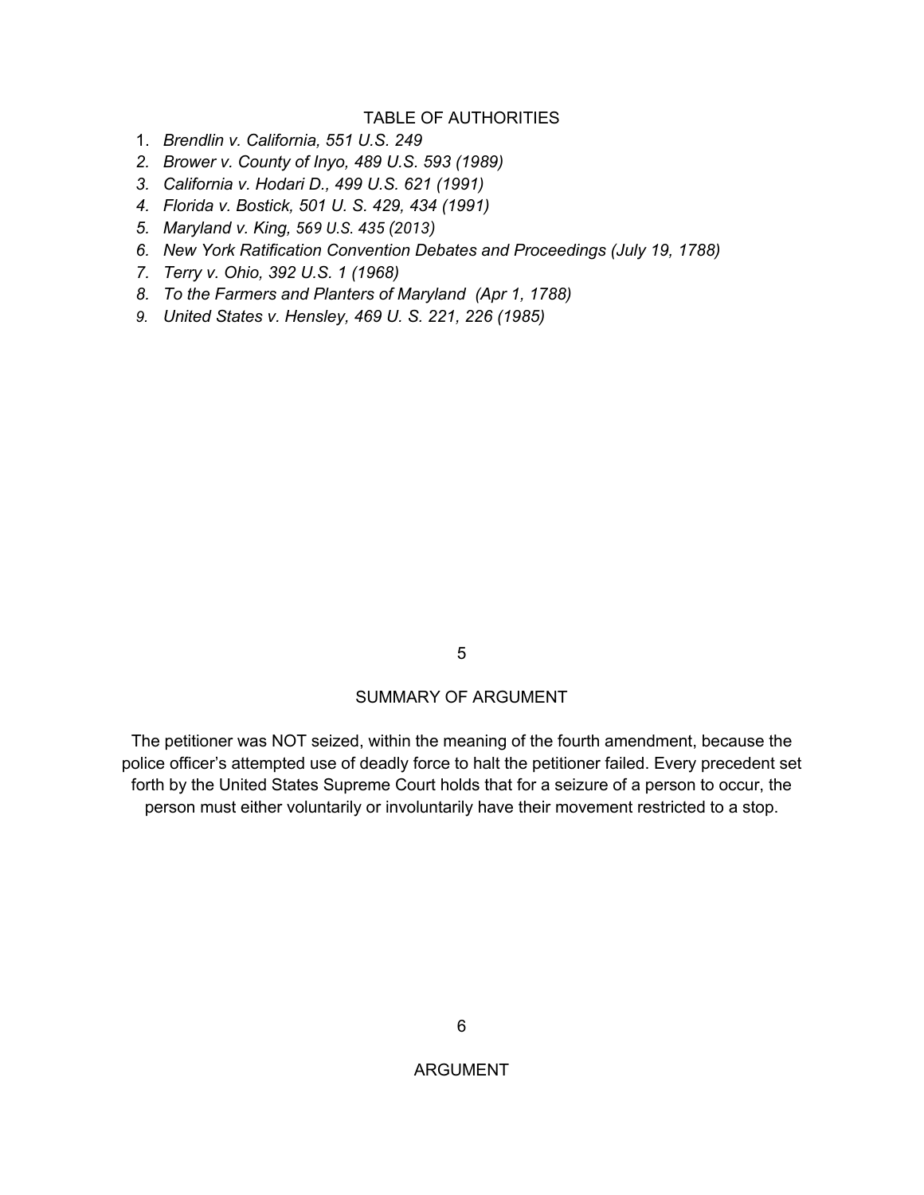## TABLE OF AUTHORITIES

1. *Brendlin v. California, 551 U.S. 249*
2. *Brower v. County of Inyo, 489 U.S. 593 (1989)*
3. *California v. Hodari D., 499 U.S. 621 (1991)*
4. *Florida v. Bostick, 501 U. S. 429, 434 (1991)*
5. *Maryland v. King, 569 U.S. 435 (2013)*
6. *New York Ratification Convention Debates and Proceedings (July 19, 1788)*
7. *Terry v. Ohio, 392 U.S. 1 (1968)*
8. *To the Farmers and Planters of Maryland (Apr 1, 1788)*
9. *United States v. Hensley, 469 U. S. 221, 226 (1985)*

## SUMMARY OF ARGUMENT

The petitioner was NOT seized, within the meaning of the fourth amendment, because the police officer's attempted use of deadly force to halt the petitioner failed. Every precedent set forth by the United States Supreme Court holds that for a seizure of a person to occur, the person must either voluntarily or involuntarily have their movement restricted to a stop.

## ARGUMENT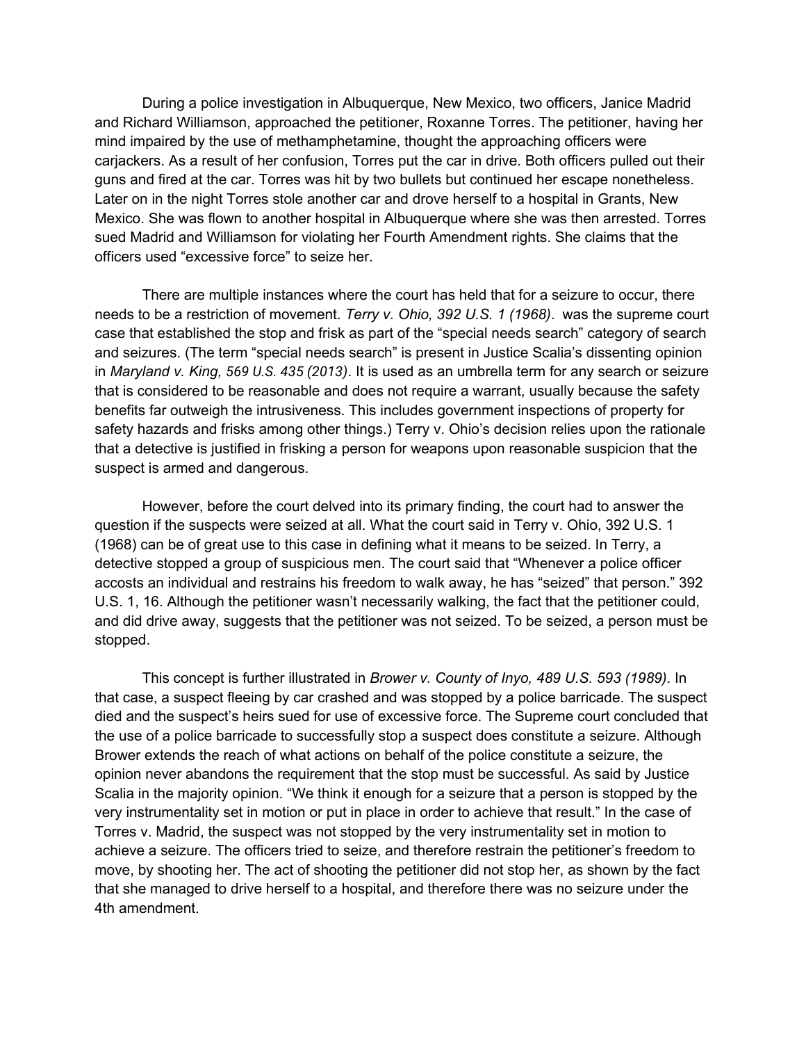During a police investigation in Albuquerque, New Mexico, two officers, Janice Madrid and Richard Williamson, approached the petitioner, Roxanne Torres. The petitioner, having her mind impaired by the use of methamphetamine, thought the approaching officers were carjackers. As a result of her confusion, Torres put the car in drive. Both officers pulled out their guns and fired at the car. Torres was hit by two bullets but continued her escape nonetheless. Later on in the night Torres stole another car and drove herself to a hospital in Grants, New Mexico. She was flown to another hospital in Albuquerque where she was then arrested. Torres sued Madrid and Williamson for violating her Fourth Amendment rights. She claims that the officers used "excessive force" to seize her.

There are multiple instances where the court has held that for a seizure to occur, there needs to be a restriction of movement. *Terry v. Ohio, 392 U.S. 1 (1968)*. was the supreme court case that established the stop and frisk as part of the "special needs search" category of search and seizures. (The term "special needs search" is present in Justice Scalia's dissenting opinion in *Maryland v. King, 569 U.S. 435 (2013)*. It is used as an umbrella term for any search or seizure that is considered to be reasonable and does not require a warrant, usually because the safety benefits far outweigh the intrusiveness. This includes government inspections of property for safety hazards and frisks among other things.) Terry v. Ohio's decision relies upon the rationale that a detective is justified in frisking a person for weapons upon reasonable suspicion that the suspect is armed and dangerous.

However, before the court delved into its primary finding, the court had to answer the question if the suspects were seized at all. What the court said in Terry v. Ohio, 392 U.S. 1 (1968) can be of great use to this case in defining what it means to be seized. In Terry, a detective stopped a group of suspicious men. The court said that "Whenever a police officer accosts an individual and restrains his freedom to walk away, he has "seized" that person." 392 U.S. 1, 16. Although the petitioner wasn't necessarily walking, the fact that the petitioner could, and did drive away, suggests that the petitioner was not seized. To be seized, a person must be stopped.

This concept is further illustrated in *Brower v. County of Inyo, 489 U.S. 593 (1989)*. In that case, a suspect fleeing by car crashed and was stopped by a police barricade. The suspect died and the suspect's heirs sued for use of excessive force. The Supreme court concluded that the use of a police barricade to successfully stop a suspect does constitute a seizure. Although Brower extends the reach of what actions on behalf of the police constitute a seizure, the opinion never abandons the requirement that the stop must be successful. As said by Justice Scalia in the majority opinion. "We think it enough for a seizure that a person is stopped by the very instrumentality set in motion or put in place in order to achieve that result." In the case of Torres v. Madrid, the suspect was not stopped by the very instrumentality set in motion to achieve a seizure. The officers tried to seize, and therefore restrain the petitioner's freedom to move, by shooting her. The act of shooting the petitioner did not stop her, as shown by the fact that she managed to drive herself to a hospital, and therefore there was no seizure under the 4th amendment.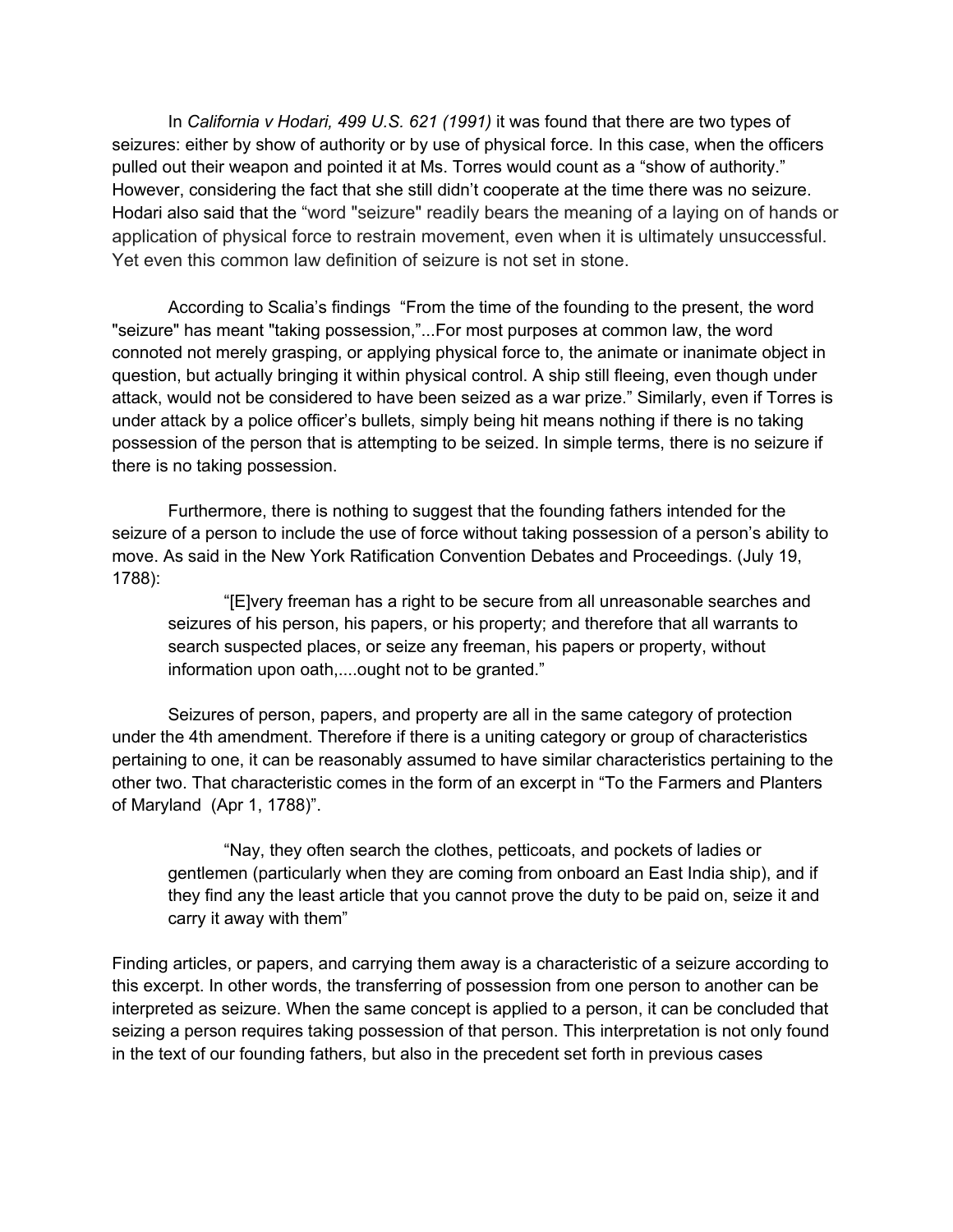In *California v Hodari, 499 U.S. 621 (1991)* it was found that there are two types of seizures: either by show of authority or by use of physical force. In this case, when the officers pulled out their weapon and pointed it at Ms. Torres would count as a "show of authority." However, considering the fact that she still didn't cooperate at the time there was no seizure. Hodari also said that the "word "seizure" readily bears the meaning of a laying on of hands or application of physical force to restrain movement, even when it is ultimately unsuccessful. Yet even this common law definition of seizure is not set in stone.

According to Scalia's findings "From the time of the founding to the present, the word "seizure" has meant "taking possession,"...For most purposes at common law, the word connoted not merely grasping, or applying physical force to, the animate or inanimate object in question, but actually bringing it within physical control. A ship still fleeing, even though under attack, would not be considered to have been seized as a war prize." Similarly, even if Torres is under attack by a police officer's bullets, simply being hit means nothing if there is no taking possession of the person that is attempting to be seized. In simple terms, there is no seizure if there is no taking possession.

Furthermore, there is nothing to suggest that the founding fathers intended for the seizure of a person to include the use of force without taking possession of a person's ability to move. As said in the New York Ratification Convention Debates and Proceedings. (July 19, 1788):

> "[E]very freeman has a right to be secure from all unreasonable searches and seizures of his person, his papers, or his property; and therefore that all warrants to search suspected places, or seize any freeman, his papers or property, without information upon oath,....ought not to be granted."

Seizures of person, papers, and property are all in the same category of protection under the 4th amendment. Therefore if there is a uniting category or group of characteristics pertaining to one, it can be reasonably assumed to have similar characteristics pertaining to the other two. That characteristic comes in the form of an excerpt in "To the Farmers and Planters of Maryland (Apr 1, 1788)".

> "Nay, they often search the clothes, petticoats, and pockets of ladies or gentlemen (particularly when they are coming from onboard an East India ship), and if they find any the least article that you cannot prove the duty to be paid on, seize it and carry it away with them"

Finding articles, or papers, and carrying them away is a characteristic of a seizure according to this excerpt. In other words, the transferring of possession from one person to another can be interpreted as seizure. When the same concept is applied to a person, it can be concluded that seizing a person requires taking possession of that person. This interpretation is not only found in the text of our founding fathers, but also in the precedent set forth in previous cases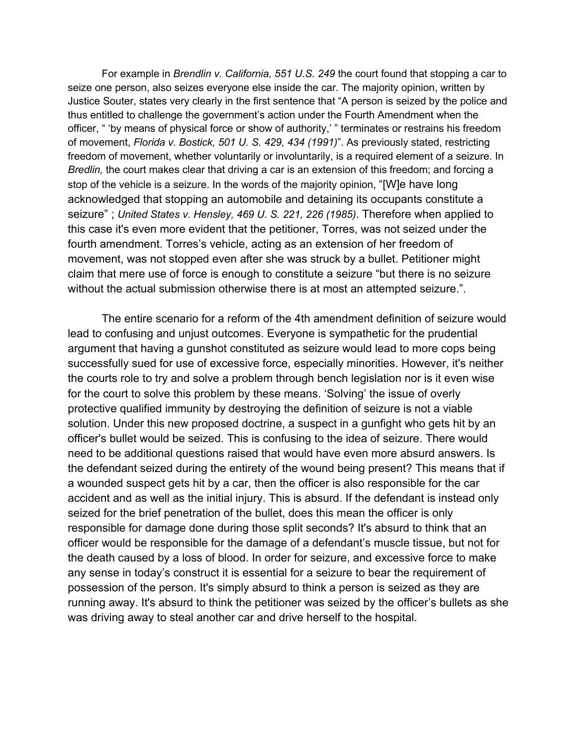For example in *Brendlin v. California, 551 U.S. 249* the court found that stopping a car to seize one person, also seizes everyone else inside the car. The majority opinion, written by Justice Souter, states very clearly in the first sentence that "A person is seized by the police and thus entitled to challenge the government's action under the Fourth Amendment when the officer, " 'by means of physical force or show of authority,' " terminates or restrains his freedom of movement, *Florida v. Bostick, 501 U. S. 429, 434 (1991)*". As previously stated, restricting freedom of movement, whether voluntarily or involuntarily, is a required element of a seizure. In *Bredlin,* the court makes clear that driving a car is an extension of this freedom; and forcing a stop of the vehicle is a seizure. In the words of the majority opinion, "[W]e have long acknowledged that stopping an automobile and detaining its occupants constitute a seizure" ; *United States v. Hensley, 469 U. S. 221, 226 (1985)*. Therefore when applied to this case it's even more evident that the petitioner, Torres, was not seized under the fourth amendment. Torres's vehicle, acting as an extension of her freedom of movement, was not stopped even after she was struck by a bullet. Petitioner might claim that mere use of force is enough to constitute a seizure "but there is no seizure without the actual submission otherwise there is at most an attempted seizure.".

The entire scenario for a reform of the 4th amendment definition of seizure would lead to confusing and unjust outcomes. Everyone is sympathetic for the prudential argument that having a gunshot constituted as seizure would lead to more cops being successfully sued for use of excessive force, especially minorities. However, it's neither the courts role to try and solve a problem through bench legislation nor is it even wise for the court to solve this problem by these means. 'Solving' the issue of overly protective qualified immunity by destroying the definition of seizure is not a viable solution. Under this new proposed doctrine, a suspect in a gunfight who gets hit by an officer's bullet would be seized. This is confusing to the idea of seizure. There would need to be additional questions raised that would have even more absurd answers. Is the defendant seized during the entirety of the wound being present? This means that if a wounded suspect gets hit by a car, then the officer is also responsible for the car accident and as well as the initial injury. This is absurd. If the defendant is instead only seized for the brief penetration of the bullet, does this mean the officer is only responsible for damage done during those split seconds? It's absurd to think that an officer would be responsible for the damage of a defendant's muscle tissue, but not for the death caused by a loss of blood. In order for seizure, and excessive force to make any sense in today's construct it is essential for a seizure to bear the requirement of possession of the person. It's simply absurd to think a person is seized as they are running away. It's absurd to think the petitioner was seized by the officer's bullets as she was driving away to steal another car and drive herself to the hospital.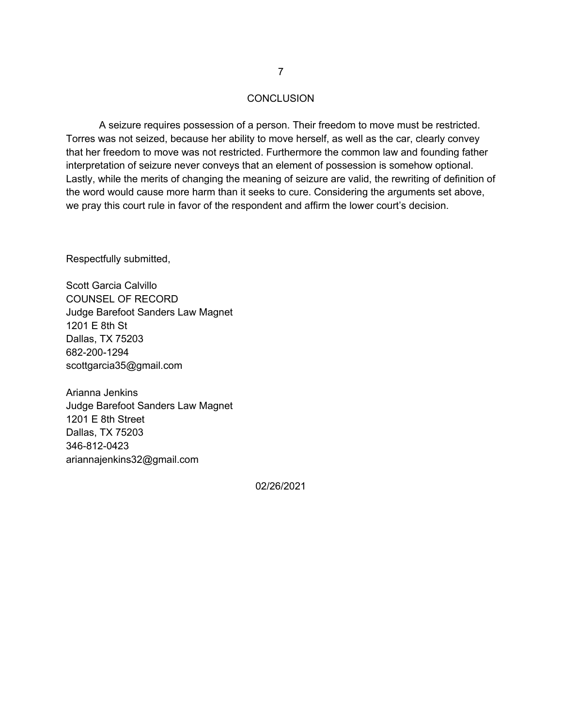## CONCLUSION

A seizure requires possession of a person. Their freedom to move must be restricted. Torres was not seized, because her ability to move herself, as well as the car, clearly convey that her freedom to move was not restricted. Furthermore the common law and founding father interpretation of seizure never conveys that an element of possession is somehow optional. Lastly, while the merits of changing the meaning of seizure are valid, the rewriting of definition of the word would cause more harm than it seeks to cure. Considering the arguments set above, we pray this court rule in favor of the respondent and affirm the lower court's decision.

Respectfully submitted,

Scott Garcia Calvillo
COUNSEL OF RECORD
Judge Barefoot Sanders Law Magnet
1201 E 8th St
Dallas, TX 75203
682-200-1294
scottgarcia35@gmail.com

Arianna Jenkins
Judge Barefoot Sanders Law Magnet
1201 E 8th Street
Dallas, TX 75203
346-812-0423
ariannajenkins32@gmail.com

02/26/2021